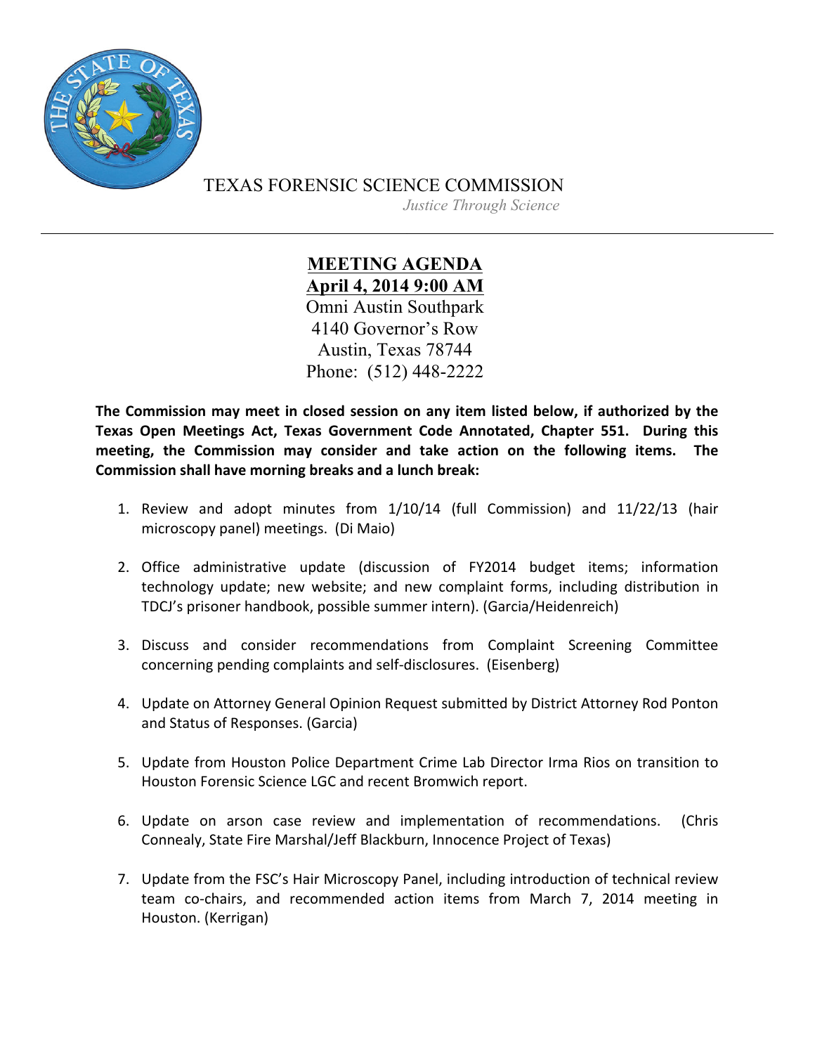# TEXAS FORENSIC SCIENCE COMMISSION

*Justice Through Science*

---

## MEETING AGENDA

**April 4, 2014 9:00 AM**

Omni Austin Southpark
4140 Governor's Row
Austin, Texas 78744
Phone: (512) 448-2222

**The Commission may meet in closed session on any item listed below, if authorized by the Texas Open Meetings Act, Texas Government Code Annotated, Chapter 551. During this meeting, the Commission may consider and take action on the following items. The Commission shall have morning breaks and a lunch break:**

1. Review and adopt minutes from 1/10/14 (full Commission) and 11/22/13 (hair microscopy panel) meetings. (Di Maio)

2. Office administrative update (discussion of FY2014 budget items; information technology update; new website; and new complaint forms, including distribution in TDCJ's prisoner handbook, possible summer intern). (Garcia/Heidenreich)

3. Discuss and consider recommendations from Complaint Screening Committee concerning pending complaints and self-disclosures. (Eisenberg)

4. Update on Attorney General Opinion Request submitted by District Attorney Rod Ponton and Status of Responses. (Garcia)

5. Update from Houston Police Department Crime Lab Director Irma Rios on transition to Houston Forensic Science LGC and recent Bromwich report.

6. Update on arson case review and implementation of recommendations. (Chris Connealy, State Fire Marshal/Jeff Blackburn, Innocence Project of Texas)

7. Update from the FSC's Hair Microscopy Panel, including introduction of technical review team co-chairs, and recommended action items from March 7, 2014 meeting in Houston. (Kerrigan)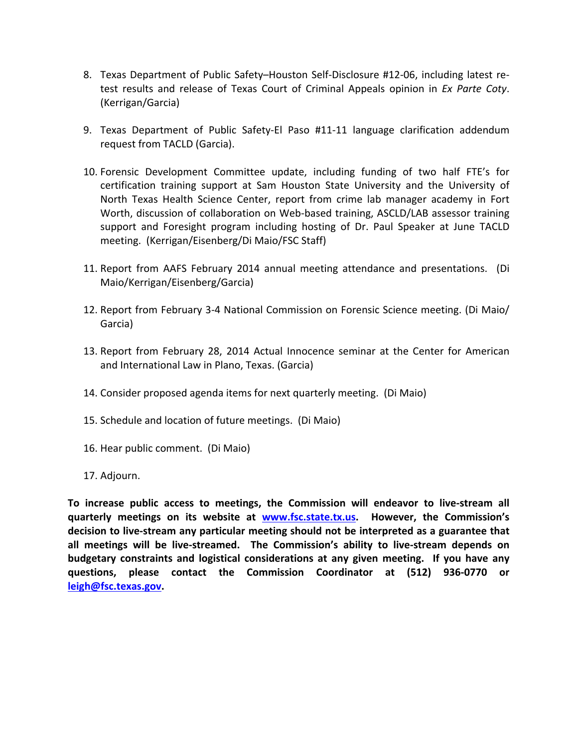8. Texas Department of Public Safety–Houston Self-Disclosure #12-06, including latest re-test results and release of Texas Court of Criminal Appeals opinion in *Ex Parte Coty*. (Kerrigan/Garcia)

9. Texas Department of Public Safety-El Paso #11-11 language clarification addendum request from TACLD (Garcia).

10. Forensic Development Committee update, including funding of two half FTE's for certification training support at Sam Houston State University and the University of North Texas Health Science Center, report from crime lab manager academy in Fort Worth, discussion of collaboration on Web-based training, ASCLD/LAB assessor training support and Foresight program including hosting of Dr. Paul Speaker at June TACLD meeting. (Kerrigan/Eisenberg/Di Maio/FSC Staff)

11. Report from AAFS February 2014 annual meeting attendance and presentations. (Di Maio/Kerrigan/Eisenberg/Garcia)

12. Report from February 3-4 National Commission on Forensic Science meeting. (Di Maio/ Garcia)

13. Report from February 28, 2014 Actual Innocence seminar at the Center for American and International Law in Plano, Texas. (Garcia)

14. Consider proposed agenda items for next quarterly meeting. (Di Maio)

15. Schedule and location of future meetings. (Di Maio)

16. Hear public comment. (Di Maio)

17. Adjourn.

**To increase public access to meetings, the Commission will endeavor to live-stream all quarterly meetings on its website at [www.fsc.state.tx.us](www.fsc.state.tx.us). However, the Commission's decision to live-stream any particular meeting should not be interpreted as a guarantee that all meetings will be live-streamed. The Commission's ability to live-stream depends on budgetary constraints and logistical considerations at any given meeting. If you have any questions, please contact the Commission Coordinator at (512) 936-0770 or [leigh@fsc.texas.gov](mailto:leigh@fsc.texas.gov).**